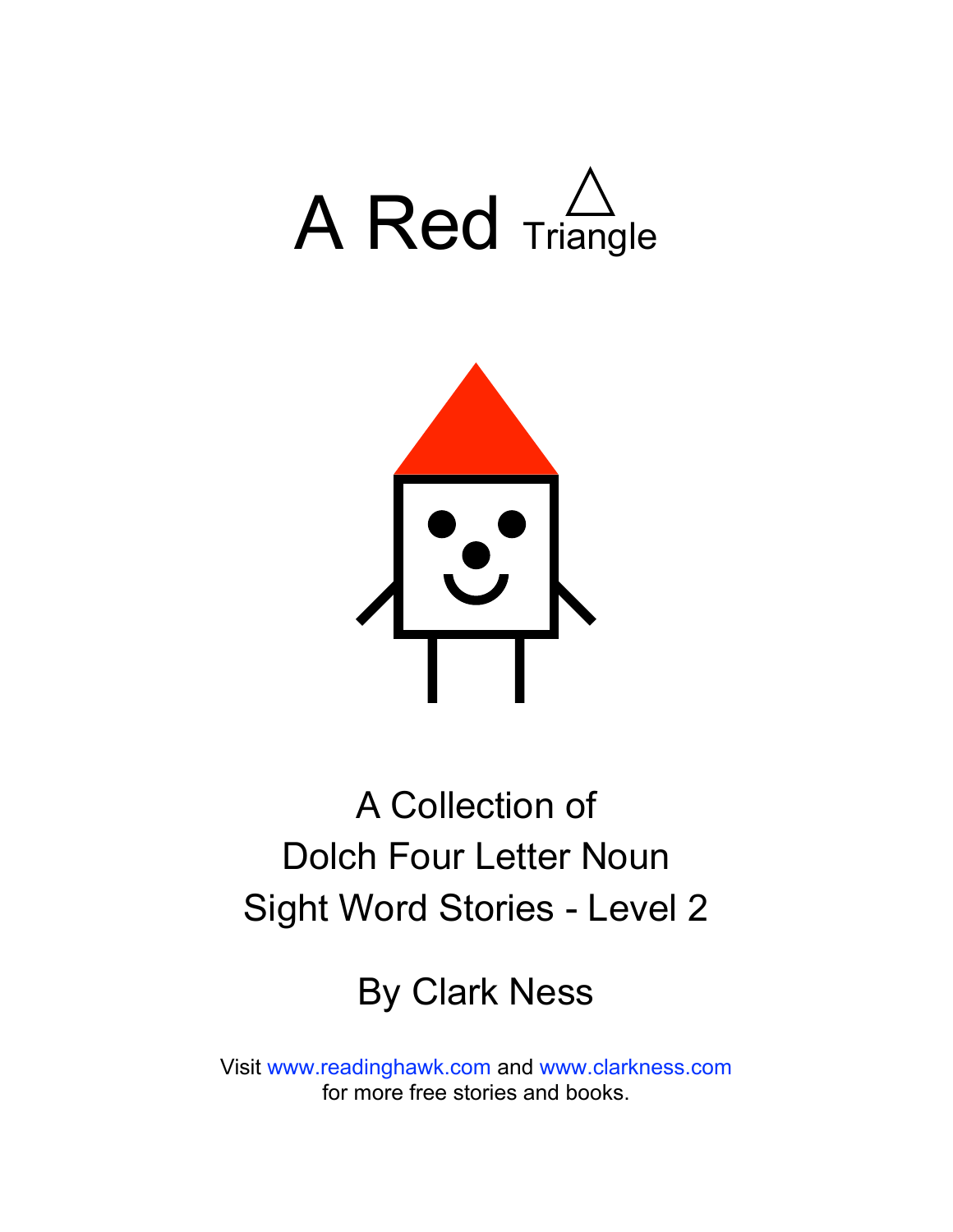# A Red Triangle

A Collection of
Dolch Four Letter Noun
Sight Word Stories - Level 2

By Clark Ness

Visit www.readinghawk.com and www.clarkness.com
for more free stories and books.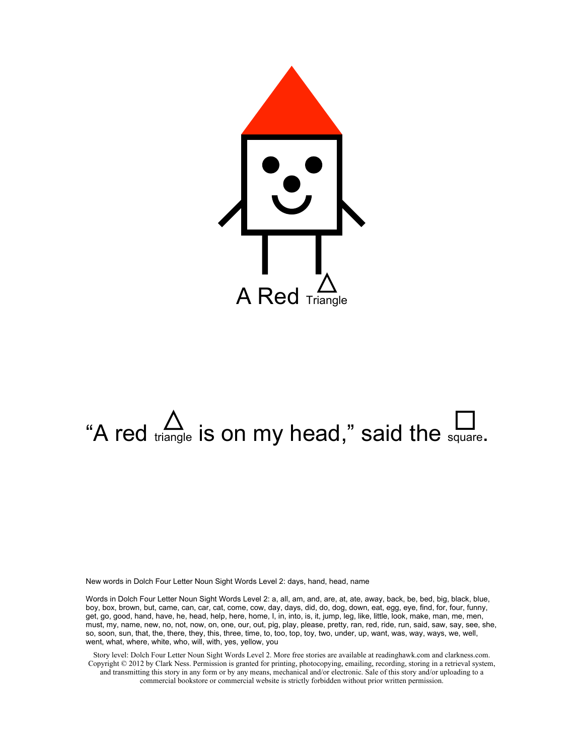A Red △ Triangle

"A red △ triangle is on my head," said the □ square.

New words in Dolch Four Letter Noun Sight Words Level 2: days, hand, head, name

Words in Dolch Four Letter Noun Sight Words Level 2: a, all, am, and, are, at, ate, away, back, be, bed, big, black, blue, boy, box, brown, but, came, can, car, cat, come, cow, day, days, did, do, dog, down, eat, egg, eye, find, for, four, funny, get, go, good, hand, have, he, head, help, here, home, I, in, into, is, it, jump, leg, like, little, look, make, man, me, men, must, my, name, new, no, not, now, on, one, our, out, pig, play, please, pretty, ran, red, ride, run, said, saw, say, see, she, so, soon, sun, that, the, there, they, this, three, time, to, too, top, toy, two, under, up, want, was, way, ways, we, well, went, what, where, white, who, will, with, yes, yellow, you

Story level: Dolch Four Letter Noun Sight Words Level 2. More free stories are available at readinghawk.com and clarkness.com. Copyright © 2012 by Clark Ness. Permission is granted for printing, photocopying, emailing, recording, storing in a retrieval system, and transmitting this story in any form or by any means, mechanical and/or electronic. Sale of this story and/or uploading to a commercial bookstore or commercial website is strictly forbidden without prior written permission.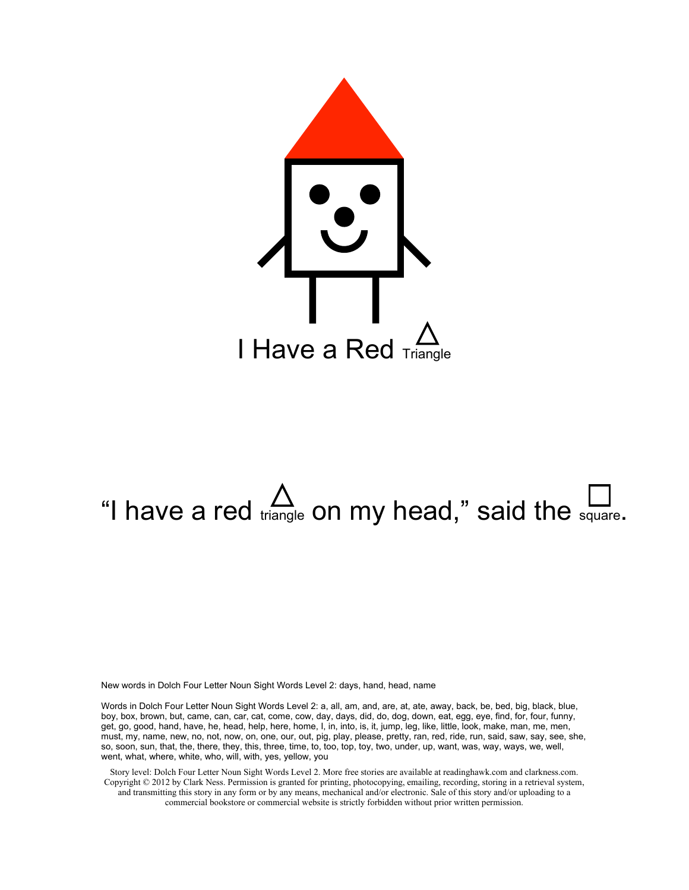I Have a Red △ Triangle

"I have a red △ triangle on my head," said the □ square.

New words in Dolch Four Letter Noun Sight Words Level 2: days, hand, head, name

Words in Dolch Four Letter Noun Sight Words Level 2: a, all, am, and, are, at, ate, away, back, be, bed, big, black, blue, boy, box, brown, but, came, can, car, cat, come, cow, day, days, did, do, dog, down, eat, egg, eye, find, for, four, funny, get, go, good, hand, have, he, head, help, here, home, I, in, into, is, it, jump, leg, like, little, look, make, man, me, men, must, my, name, new, no, not, now, on, one, our, out, pig, play, please, pretty, ran, red, ride, run, said, saw, say, see, she, so, soon, sun, that, the, there, they, this, three, time, to, too, top, toy, two, under, up, want, was, way, ways, we, well, went, what, where, white, who, will, with, yes, yellow, you

Story level: Dolch Four Letter Noun Sight Words Level 2. More free stories are available at readinghawk.com and clarkness.com. Copyright © 2012 by Clark Ness. Permission is granted for printing, photocopying, emailing, recording, storing in a retrieval system, and transmitting this story in any form or by any means, mechanical and/or electronic. Sale of this story and/or uploading to a commercial bookstore or commercial website is strictly forbidden without prior written permission.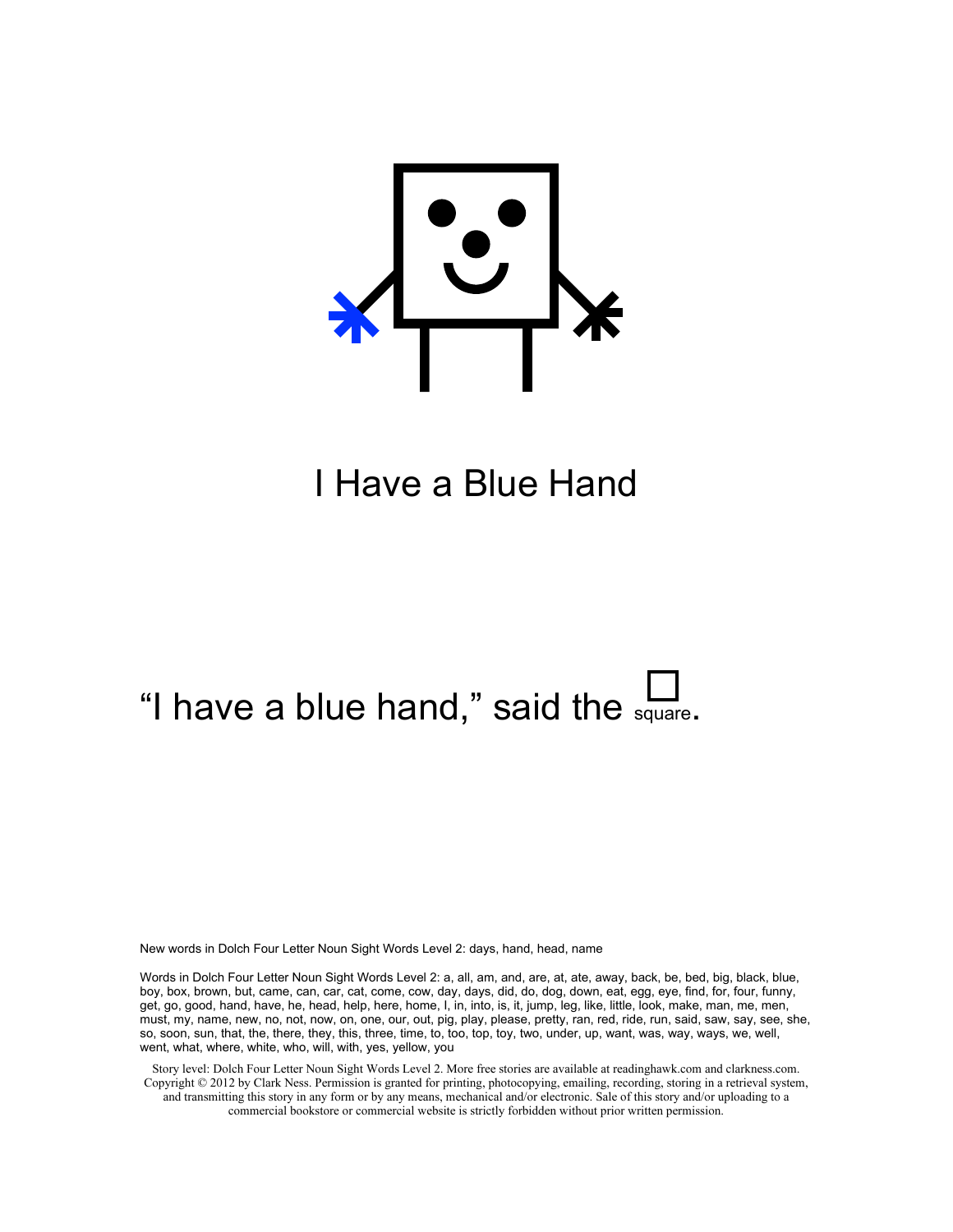# I Have a Blue Hand

"I have a blue hand," said the square.

New words in Dolch Four Letter Noun Sight Words Level 2: days, hand, head, name

Words in Dolch Four Letter Noun Sight Words Level 2: a, all, am, and, are, at, ate, away, back, be, bed, big, black, blue, boy, box, brown, but, came, can, car, cat, come, cow, day, days, did, do, dog, down, eat, egg, eye, find, for, four, funny, get, go, good, hand, have, he, head, help, here, home, I, in, into, is, it, jump, leg, like, little, look, make, man, me, men, must, my, name, new, no, not, now, on, one, our, out, pig, play, please, pretty, ran, red, ride, run, said, saw, say, see, she, so, soon, sun, that, the, there, they, this, three, time, to, too, top, toy, two, under, up, want, was, way, ways, we, well, went, what, where, white, who, will, with, yes, yellow, you

Story level: Dolch Four Letter Noun Sight Words Level 2. More free stories are available at readinghawk.com and clarkness.com. Copyright © 2012 by Clark Ness. Permission is granted for printing, photocopying, emailing, recording, storing in a retrieval system, and transmitting this story in any form or by any means, mechanical and/or electronic. Sale of this story and/or uploading to a commercial bookstore or commercial website is strictly forbidden without prior written permission.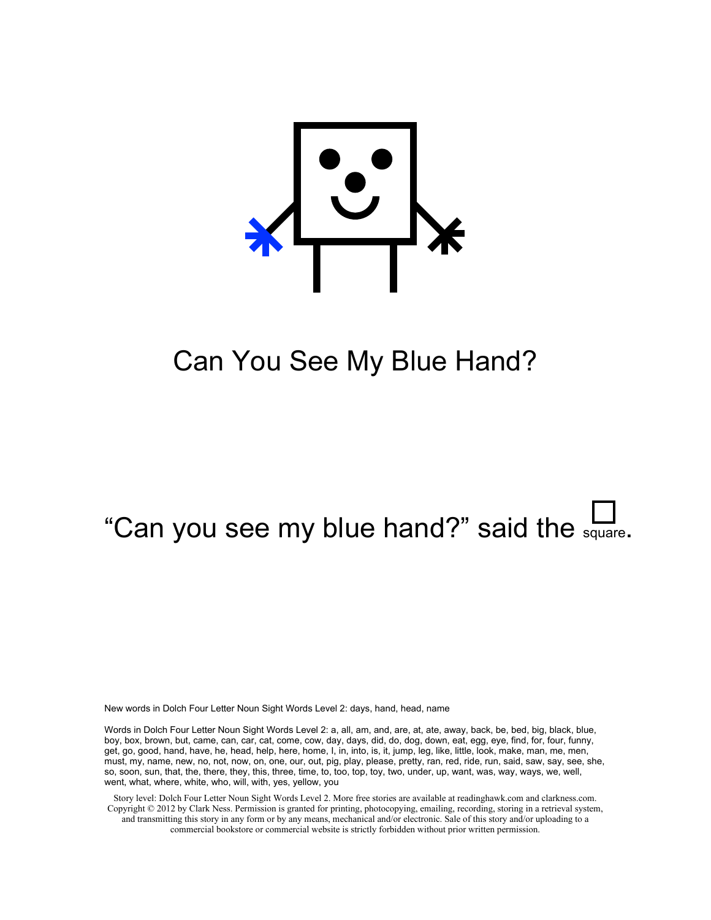# Can You See My Blue Hand?

"Can you see my blue hand?" said the square.

New words in Dolch Four Letter Noun Sight Words Level 2: days, hand, head, name

Words in Dolch Four Letter Noun Sight Words Level 2: a, all, am, and, are, at, ate, away, back, be, bed, big, black, blue, boy, box, brown, but, came, can, car, cat, come, cow, day, days, did, do, dog, down, eat, egg, eye, find, for, four, funny, get, go, good, hand, have, he, head, help, here, home, I, in, into, is, it, jump, leg, like, little, look, make, man, me, men, must, my, name, new, no, not, now, on, one, our, out, pig, play, please, pretty, ran, red, ride, run, said, saw, say, see, she, so, soon, sun, that, the, there, they, this, three, time, to, too, top, toy, two, under, up, want, was, way, ways, we, well, went, what, where, white, who, will, with, yes, yellow, you

Story level: Dolch Four Letter Noun Sight Words Level 2. More free stories are available at readinghawk.com and clarkness.com. Copyright © 2012 by Clark Ness. Permission is granted for printing, photocopying, emailing, recording, storing in a retrieval system, and transmitting this story in any form or by any means, mechanical and/or electronic. Sale of this story and/or uploading to a commercial bookstore or commercial website is strictly forbidden without prior written permission.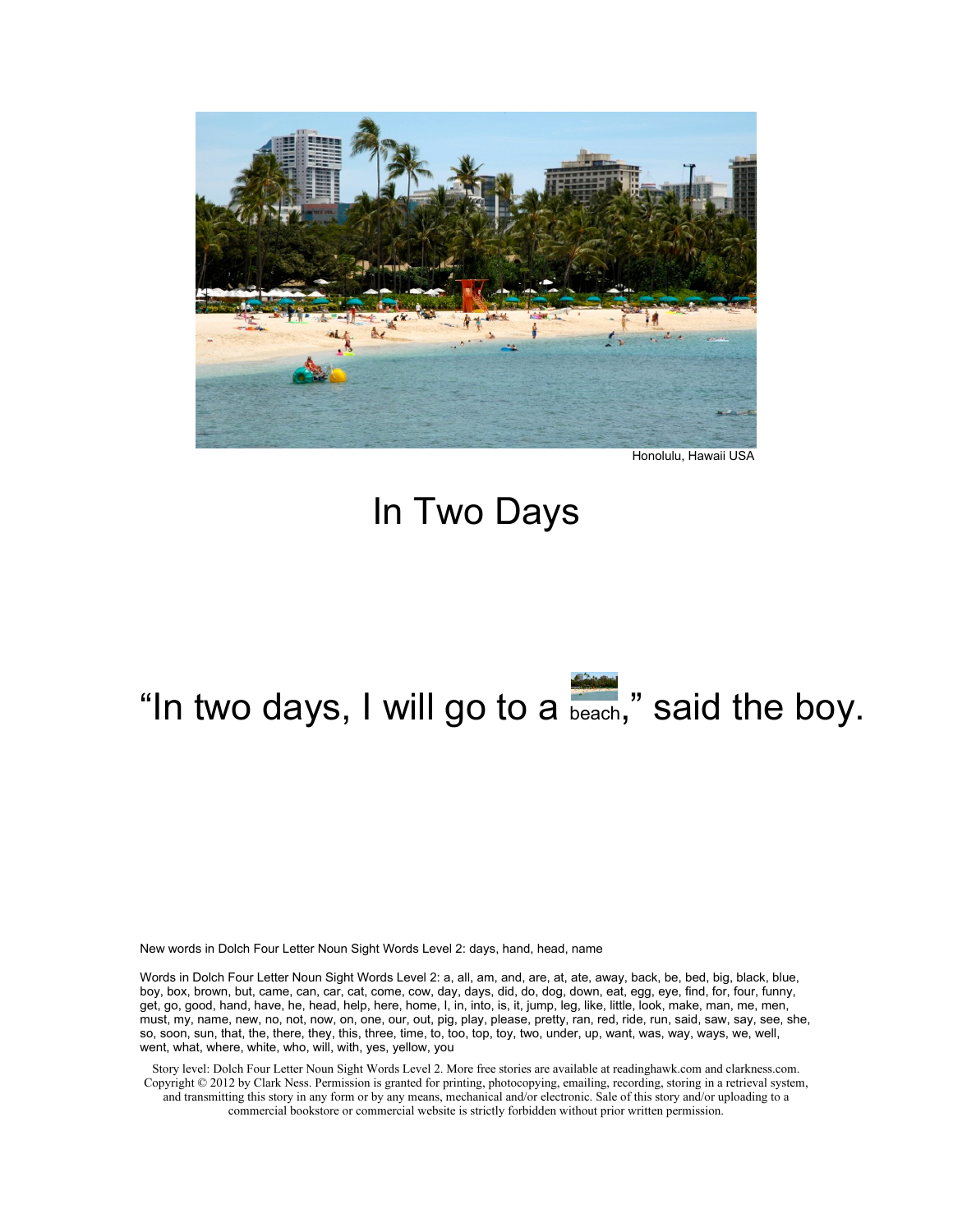Honolulu, Hawaii USA

# In Two Days

“In two days, I will go to a beach,” said the boy.

New words in Dolch Four Letter Noun Sight Words Level 2: days, hand, head, name

Words in Dolch Four Letter Noun Sight Words Level 2: a, all, am, and, are, at, ate, away, back, be, bed, big, black, blue, boy, box, brown, but, came, can, car, cat, come, cow, day, days, did, do, dog, down, eat, egg, eye, find, for, four, funny, get, go, good, hand, have, he, head, help, here, home, I, in, into, is, it, jump, leg, like, little, look, make, man, me, men, must, my, name, new, no, not, now, on, one, our, out, pig, play, please, pretty, ran, red, ride, run, said, saw, say, see, she, so, soon, sun, that, the, there, they, this, three, time, to, too, top, toy, two, under, up, want, was, way, ways, we, well, went, what, where, white, who, will, with, yes, yellow, you

Story level: Dolch Four Letter Noun Sight Words Level 2. More free stories are available at readinghawk.com and clarkness.com. Copyright © 2012 by Clark Ness. Permission is granted for printing, photocopying, emailing, recording, storing in a retrieval system, and transmitting this story in any form or by any means, mechanical and/or electronic. Sale of this story and/or uploading to a commercial bookstore or commercial website is strictly forbidden without prior written permission.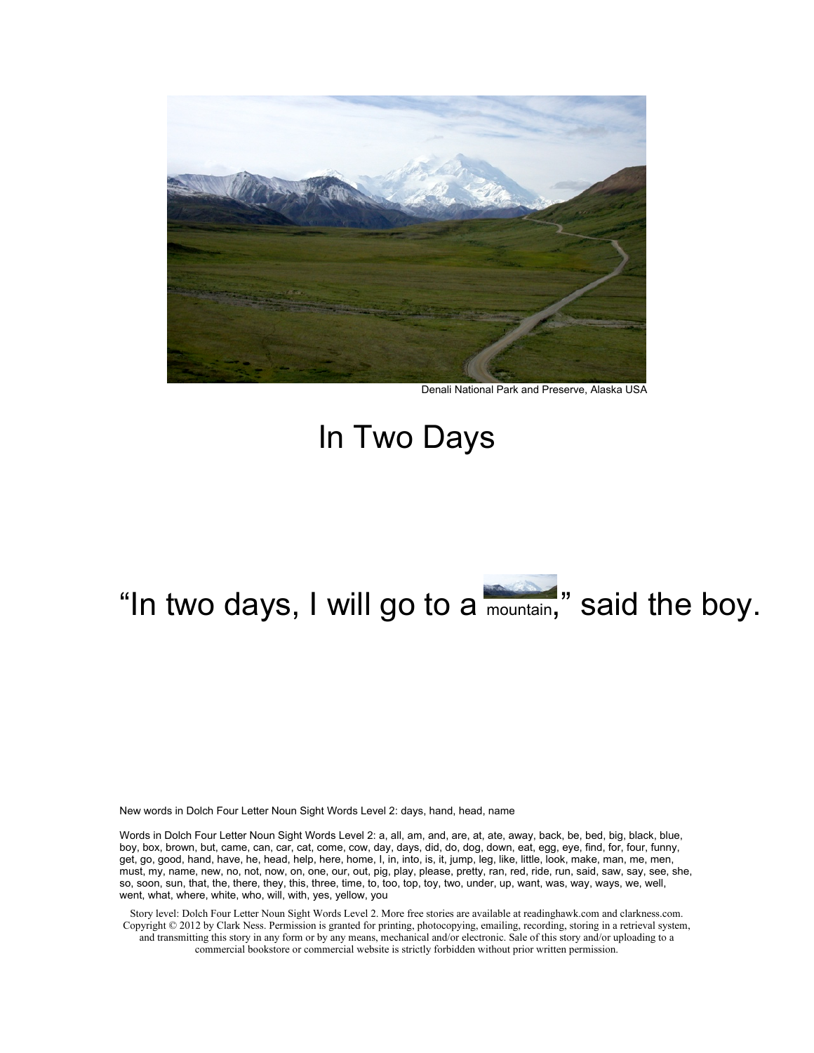Denali National Park and Preserve, Alaska USA

# In Two Days

"In two days, I will go to a mountain," said the boy.

New words in Dolch Four Letter Noun Sight Words Level 2: days, hand, head, name

Words in Dolch Four Letter Noun Sight Words Level 2: a, all, am, and, are, at, ate, away, back, be, bed, big, black, blue, boy, box, brown, but, came, can, car, cat, come, cow, day, days, did, do, dog, down, eat, egg, eye, find, for, four, funny, get, go, good, hand, have, he, head, help, here, home, I, in, into, is, it, jump, leg, like, little, look, make, man, me, men, must, my, name, new, no, not, now, on, one, our, out, pig, play, please, pretty, ran, red, ride, run, said, saw, say, see, she, so, soon, sun, that, the, there, they, this, three, time, to, too, top, toy, two, under, up, want, was, way, ways, we, well, went, what, where, white, who, will, with, yes, yellow, you

Story level: Dolch Four Letter Noun Sight Words Level 2. More free stories are available at readinghawk.com and clarkness.com. Copyright © 2012 by Clark Ness. Permission is granted for printing, photocopying, emailing, recording, storing in a retrieval system, and transmitting this story in any form or by any means, mechanical and/or electronic. Sale of this story and/or uploading to a commercial bookstore or commercial website is strictly forbidden without prior written permission.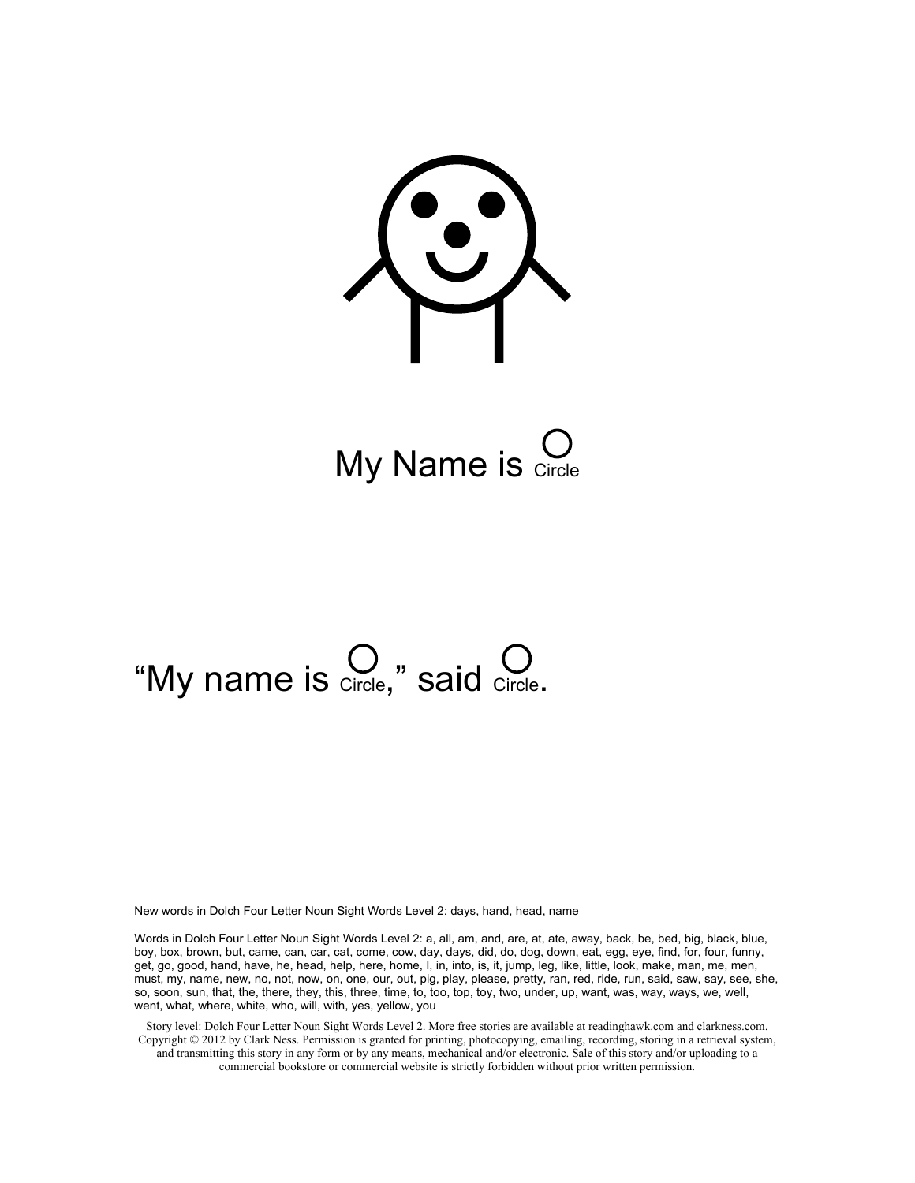My Name is ○ Circle

"My name is ○ Circle," said ○ Circle.

New words in Dolch Four Letter Noun Sight Words Level 2: days, hand, head, name

Words in Dolch Four Letter Noun Sight Words Level 2: a, all, am, and, are, at, ate, away, back, be, bed, big, black, blue, boy, box, brown, but, came, can, car, cat, come, cow, day, days, did, do, dog, down, eat, egg, eye, find, for, four, funny, get, go, good, hand, have, he, head, help, here, home, I, in, into, is, it, jump, leg, like, little, look, make, man, me, men, must, my, name, new, no, not, now, on, one, our, out, pig, play, please, pretty, ran, red, ride, run, said, saw, say, see, she, so, soon, sun, that, the, there, they, this, three, time, to, too, top, toy, two, under, up, want, was, way, ways, we, well, went, what, where, white, who, will, with, yes, yellow, you

Story level: Dolch Four Letter Noun Sight Words Level 2. More free stories are available at readinghawk.com and clarkness.com. Copyright © 2012 by Clark Ness. Permission is granted for printing, photocopying, emailing, recording, storing in a retrieval system, and transmitting this story in any form or by any means, mechanical and/or electronic. Sale of this story and/or uploading to a commercial bookstore or commercial website is strictly forbidden without prior written permission.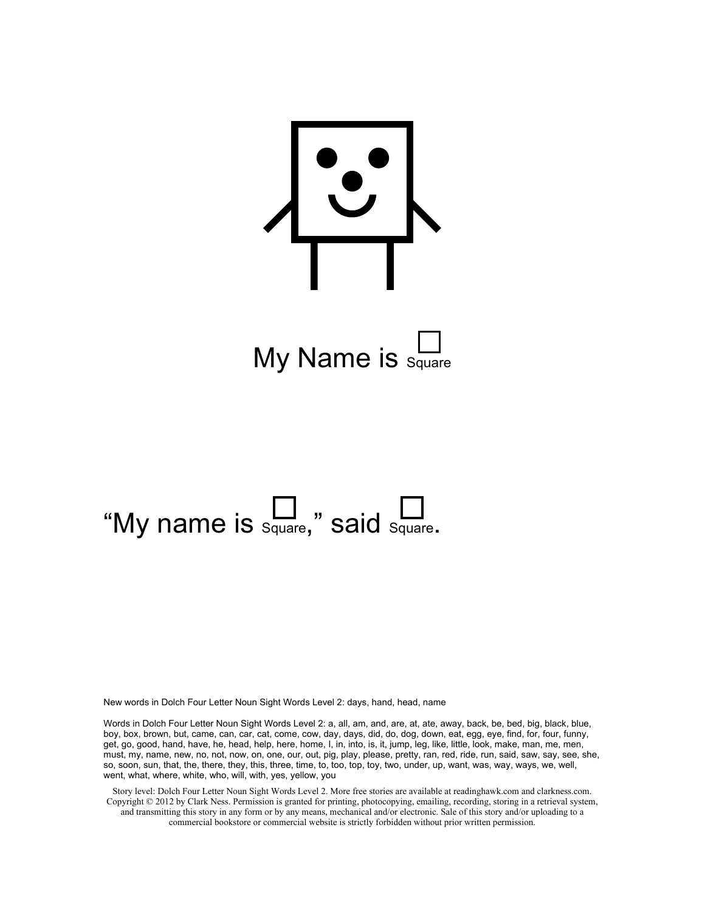# My Name is Square

"My name is Square," said Square.

New words in Dolch Four Letter Noun Sight Words Level 2: days, hand, head, name

Words in Dolch Four Letter Noun Sight Words Level 2: a, all, am, and, are, at, ate, away, back, be, bed, big, black, blue, boy, box, brown, but, came, can, car, cat, come, cow, day, days, did, do, dog, down, eat, egg, eye, find, for, four, funny, get, go, good, hand, have, he, head, help, here, home, I, in, into, is, it, jump, leg, like, little, look, make, man, me, men, must, my, name, new, no, not, now, on, one, our, out, pig, play, please, pretty, ran, red, ride, run, said, saw, say, see, she, so, soon, sun, that, the, there, they, this, three, time, to, too, top, toy, two, under, up, want, was, way, ways, we, well, went, what, where, white, who, will, with, yes, yellow, you

Story level: Dolch Four Letter Noun Sight Words Level 2. More free stories are available at readinghawk.com and clarkness.com. Copyright © 2012 by Clark Ness. Permission is granted for printing, photocopying, emailing, recording, storing in a retrieval system, and transmitting this story in any form or by any means, mechanical and/or electronic. Sale of this story and/or uploading to a commercial bookstore or commercial website is strictly forbidden without prior written permission.